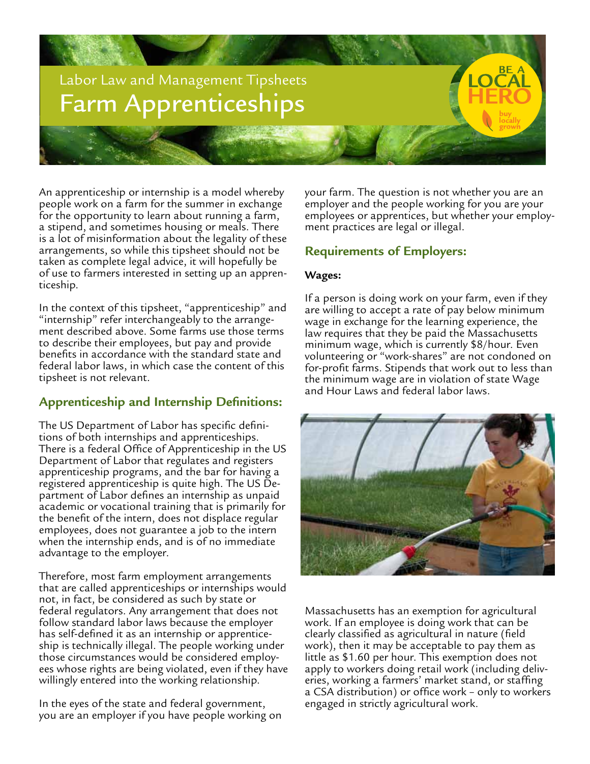Labor Law and Management Tipsheets

# Farm Apprenticeships

BE A LOCAL HERO buy locally grown

An apprenticeship or internship is a model whereby people work on a farm for the summer in exchange for the opportunity to learn about running a farm, a stipend, and sometimes housing or meals. There is a lot of misinformation about the legality of these arrangements, so while this tipsheet should not be taken as complete legal advice, it will hopefully be of use to farmers interested in setting up an apprenticeship.

In the context of this tipsheet, "apprenticeship" and "internship" refer interchangeably to the arrangement described above. Some farms use those terms to describe their employees, but pay and provide benefits in accordance with the standard state and federal labor laws, in which case the content of this tipsheet is not relevant.

## Apprenticeship and Internship Definitions:

The US Department of Labor has specific definitions of both internships and apprenticeships. There is a federal Office of Apprenticeship in the US Department of Labor that regulates and registers apprenticeship programs, and the bar for having a registered apprenticeship is quite high. The US Department of Labor defines an internship as unpaid academic or vocational training that is primarily for the benefit of the intern, does not displace regular employees, does not guarantee a job to the intern when the internship ends, and is of no immediate advantage to the employer.

Therefore, most farm employment arrangements that are called apprenticeships or internships would not, in fact, be considered as such by state or federal regulators. Any arrangement that does not follow standard labor laws because the employer has self-defined it as an internship or apprenticeship is technically illegal. The people working under those circumstances would be considered employees whose rights are being violated, even if they have willingly entered into the working relationship.

In the eyes of the state and federal government, you are an employer if you have people working on your farm. The question is not whether you are an employer and the people working for you are your employees or apprentices, but whether your employment practices are legal or illegal.

## Requirements of Employers:

**Wages:**

If a person is doing work on your farm, even if they are willing to accept a rate of pay below minimum wage in exchange for the learning experience, the law requires that they be paid the Massachusetts minimum wage, which is currently $8/hour. Even volunteering or "work-shares" are not condoned on for-profit farms. Stipends that work out to less than the minimum wage are in violation of state Wage and Hour Laws and federal labor laws.

Massachusetts has an exemption for agricultural work. If an employee is doing work that can be clearly classified as agricultural in nature (field work), then it may be acceptable to pay them as little as $1.60 per hour. This exemption does not apply to workers doing retail work (including deliveries, working a farmers' market stand, or staffing a CSA distribution) or office work – only to workers engaged in strictly agricultural work.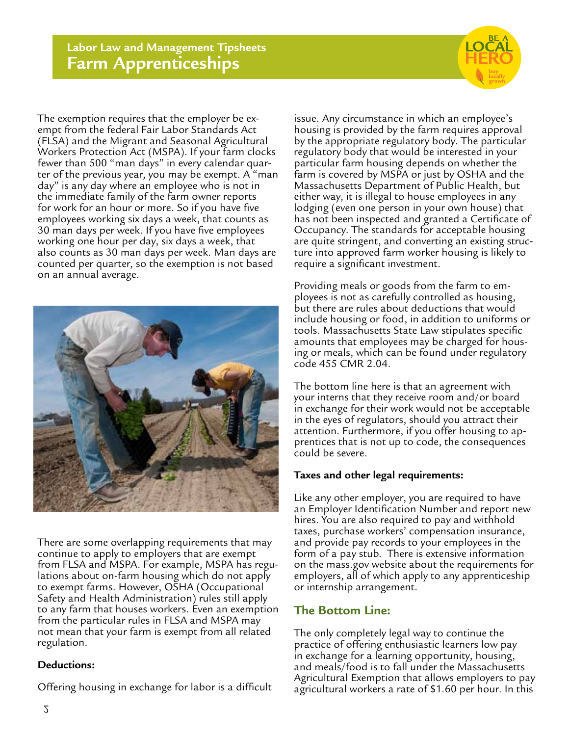The exemption requires that the employer be exempt from the federal Fair Labor Standards Act (FLSA) and the Migrant and Seasonal Agricultural Workers Protection Act (MSPA). If your farm clocks fewer than 500 "man days" in every calendar quarter of the previous year, you may be exempt. A "man day" is any day where an employee who is not in the immediate family of the farm owner reports for work for an hour or more. So if you have five employees working six days a week, that counts as 30 man days per week. If you have five employees working one hour per day, six days a week, that also counts as 30 man days per week. Man days are counted per quarter, so the exemption is not based on an annual average.

There are some overlapping requirements that may continue to apply to employers that are exempt from FLSA and MSPA. For example, MSPA has regulations about on-farm housing which do not apply to exempt farms. However, OSHA (Occupational Safety and Health Administration) rules still apply to any farm that houses workers. Even an exemption from the particular rules in FLSA and MSPA may not mean that your farm is exempt from all related regulation.

**Deductions:**

Offering housing in exchange for labor is a difficult issue. Any circumstance in which an employee's housing is provided by the farm requires approval by the appropriate regulatory body. The particular regulatory body that would be interested in your particular farm housing depends on whether the farm is covered by MSPA or just by OSHA and the Massachusetts Department of Public Health, but either way, it is illegal to house employees in any lodging (even one person in your own house) that has not been inspected and granted a Certificate of Occupancy. The standards for acceptable housing are quite stringent, and converting an existing structure into approved farm worker housing is likely to require a significant investment.

Providing meals or goods from the farm to employees is not as carefully controlled as housing, but there are rules about deductions that would include housing or food, in addition to uniforms or tools. Massachusetts State Law stipulates specific amounts that employees may be charged for housing or meals, which can be found under regulatory code 455 CMR 2.04.

The bottom line here is that an agreement with your interns that they receive room and/or board in exchange for their work would not be acceptable in the eyes of regulators, should you attract their attention. Furthermore, if you offer housing to apprentices that is not up to code, the consequences could be severe.

**Taxes and other legal requirements:**

Like any other employer, you are required to have an Employer Identification Number and report new hires. You are also required to pay and withhold taxes, purchase workers' compensation insurance, and provide pay records to your employees in the form of a pay stub. There is extensive information on the mass.gov website about the requirements for employers, all of which apply to any apprenticeship or internship arrangement.

## The Bottom Line:

The only completely legal way to continue the practice of offering enthusiastic learners low pay in exchange for a learning opportunity, housing, and meals/food is to fall under the Massachusetts Agricultural Exemption that allows employers to pay agricultural workers a rate of $1.60 per hour. In this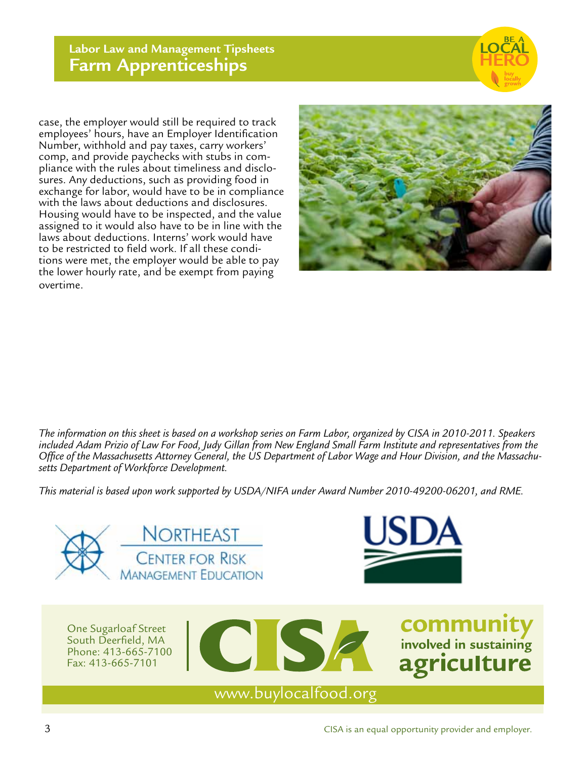case, the employer would still be required to track employees' hours, have an Employer Identification Number, withhold and pay taxes, carry workers' comp, and provide paychecks with stubs in compliance with the rules about timeliness and disclosures. Any deductions, such as providing food in exchange for labor, would have to be in compliance with the laws about deductions and disclosures. Housing would have to be inspected, and the value assigned to it would also have to be in line with the laws about deductions. Interns' work would have to be restricted to field work. If all these conditions were met, the employer would be able to pay the lower hourly rate, and be exempt from paying overtime.

*The information on this sheet is based on a workshop series on Farm Labor, organized by CISA in 2010-2011. Speakers included Adam Prizio of Law For Food, Judy Gillan from New England Small Farm Institute and representatives from the Office of the Massachusetts Attorney General, the US Department of Labor Wage and Hour Division, and the Massachusetts Department of Workforce Development.*

*This material is based upon work supported by USDA/NIFA under Award Number 2010-49200-06201, and RME.*

Northeast Center for Risk Management Education

USDA

One Sugarloaf Street
South Deerfield, MA
Phone: 413-665-7100
Fax: 413-665-7101

CISA community involved in sustaining agriculture

www.buylocalfood.org

CISA is an equal opportunity provider and employer.